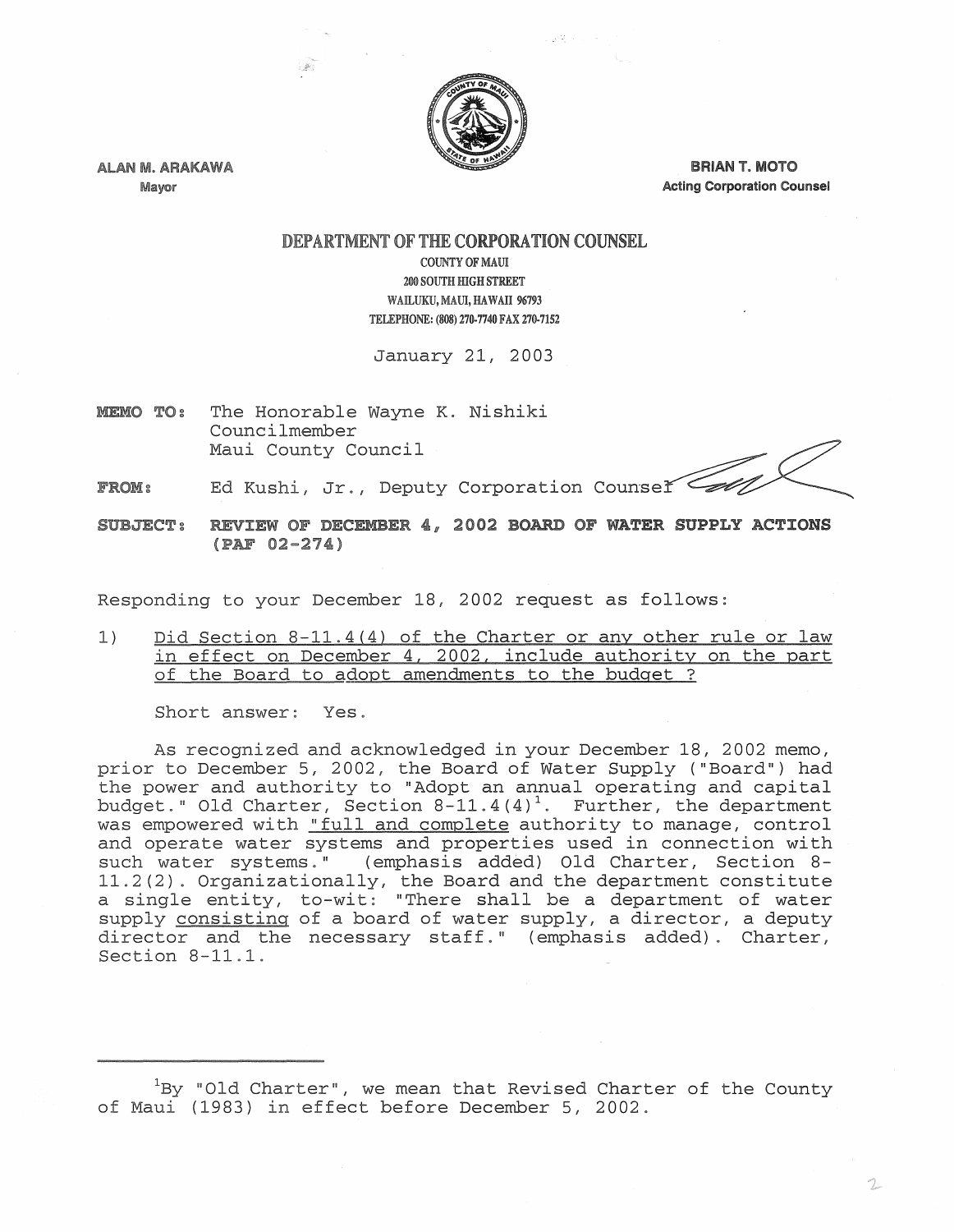ALAN M. ARAKAWA
Mayor

BRIAN T. MOTO
Acting Corporation Counsel

# DEPARTMENT OF THE CORPORATION COUNSEL

COUNTY OF MAUI
200 SOUTH HIGH STREET
WAILUKU, MAUI, HAWAII 96793
TELEPHONE: (808) 270-7740 FAX 270-7152

January 21, 2003

**MEMO TO:** The Honorable Wayne K. Nishiki
Councilmember
Maui County Council

**FROM:** Ed Kushi, Jr., Deputy Corporation Counsel

**SUBJECT:** **REVIEW OF DECEMBER 4, 2002 BOARD OF WATER SUPPLY ACTIONS (PAF 02-274)**

Responding to your December 18, 2002 request as follows:

1) Did Section 8-11.4(4) of the Charter or any other rule or law in effect on December 4, 2002, include authority on the part of the Board to adopt amendments to the budget ?

Short answer: Yes.

As recognized and acknowledged in your December 18, 2002 memo, prior to December 5, 2002, the Board of Water Supply ("Board") had the power and authority to "Adopt an annual operating and capital budget." Old Charter, Section 8-11.4(4)[1]. Further, the department was empowered with "full and complete authority to manage, control and operate water systems and properties used in connection with such water systems." (emphasis added) Old Charter, Section 8-11.2(2). Organizationally, the Board and the department constitute a single entity, to-wit: "There shall be a department of water supply consisting of a board of water supply, a director, a deputy director and the necessary staff." (emphasis added). Charter, Section 8-11.1.

---

[1]By "Old Charter", we mean that Revised Charter of the County of Maui (1983) in effect before December 5, 2002.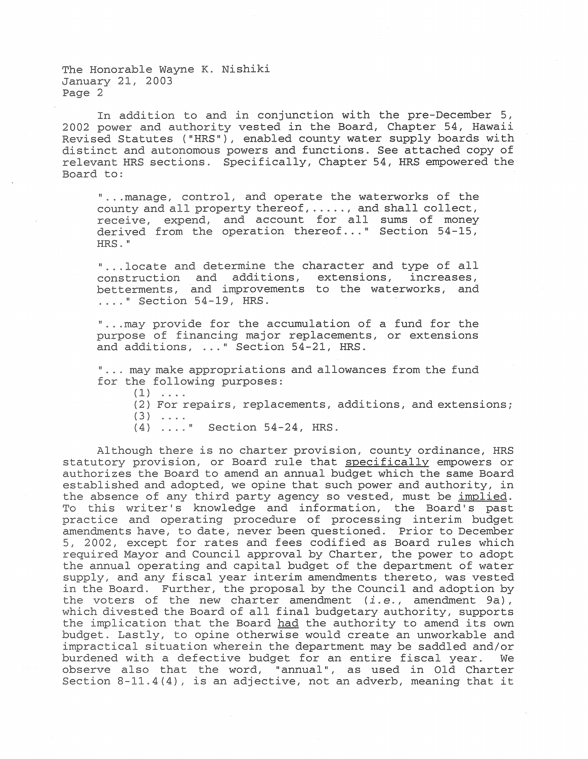In addition to and in conjunction with the pre-December 5, 2002 power and authority vested in the Board, Chapter 54, Hawaii Revised Statutes ("HRS"), enabled county water supply boards with distinct and autonomous powers and functions. See attached copy of relevant HRS sections. Specifically, Chapter 54, HRS empowered the Board to:

> "...manage, control, and operate the waterworks of the county and all property thereof,....., and shall collect, receive, expend, and account for all sums of money derived from the operation thereof..." Section 54-15, HRS."
>
> "...locate and determine the character and type of all construction and additions, extensions, increases, betterments, and improvements to the waterworks, and ...." Section 54-19, HRS.
>
> "...may provide for the accumulation of a fund for the purpose of financing major replacements, or extensions and additions, ..." Section 54-21, HRS.
>
> "... may make appropriations and allowances from the fund for the following purposes:
>
> (1) ....
> (2) For repairs, replacements, additions, and extensions;
> (3) ....
> (4) ...." Section 54-24, HRS.

Although there is no charter provision, county ordinance, HRS statutory provision, or Board rule that <u>specifically</u> empowers or authorizes the Board to amend an annual budget which the same Board established and adopted, we opine that such power and authority, in the absence of any third party agency so vested, must be <u>implied</u>. To this writer's knowledge and information, the Board's past practice and operating procedure of processing interim budget amendments have, to date, never been questioned. Prior to December 5, 2002, except for rates and fees codified as Board rules which required Mayor and Council approval by Charter, the power to adopt the annual operating and capital budget of the department of water supply, and any fiscal year interim amendments thereto, was vested in the Board. Further, the proposal by the Council and adoption by the voters of the new charter amendment (*i.e.*, amendment 9a), which divested the Board of all final budgetary authority, supports the implication that the Board <u>had</u> the authority to amend its own budget. Lastly, to opine otherwise would create an unworkable and impractical situation wherein the department may be saddled and/or burdened with a defective budget for an entire fiscal year. We observe also that the word, "annual", as used in Old Charter Section 8-11.4(4), is an adjective, not an adverb, meaning that it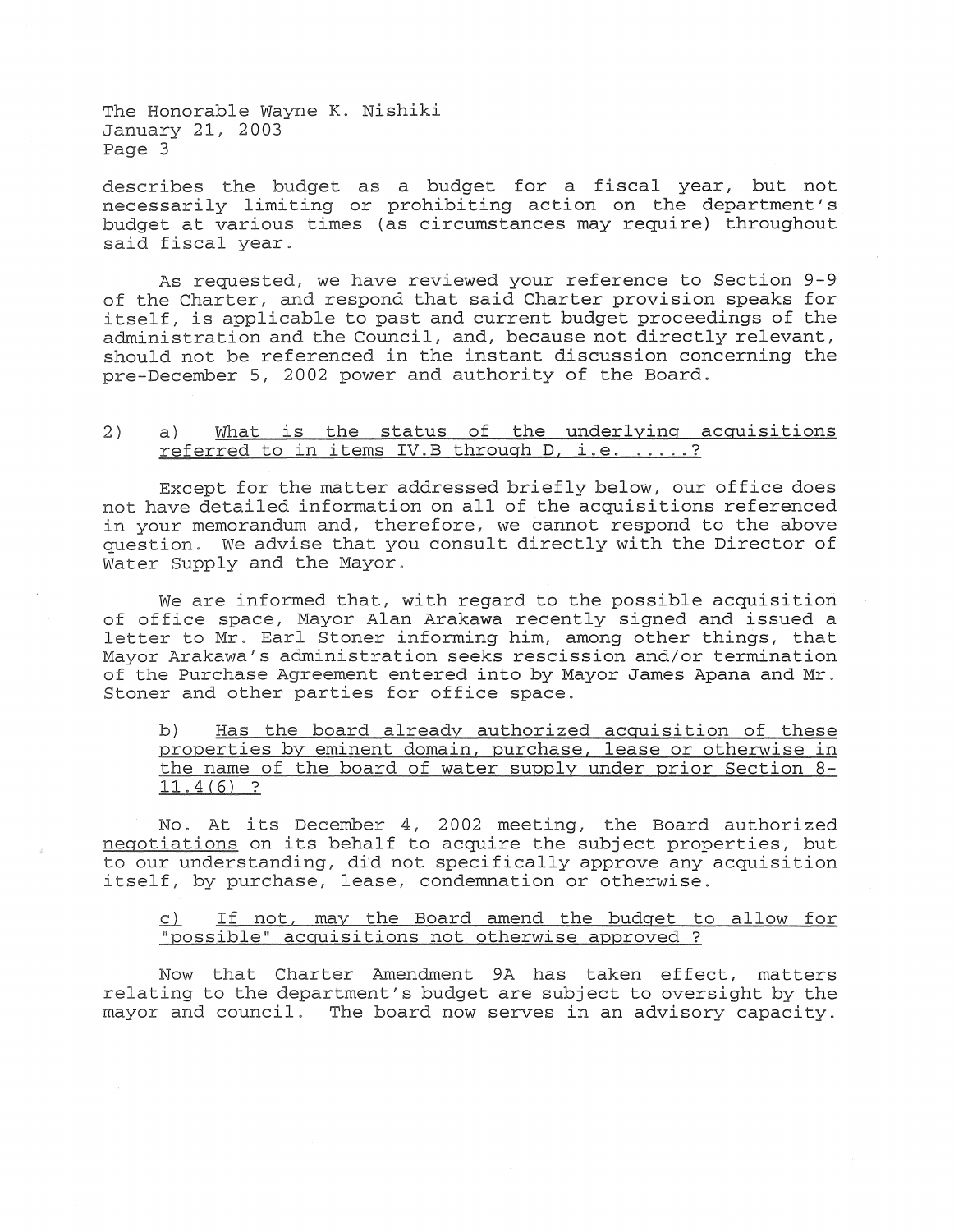describes the budget as a budget for a fiscal year, but not necessarily limiting or prohibiting action on the department's budget at various times (as circumstances may require) throughout said fiscal year.

As requested, we have reviewed your reference to Section 9-9 of the Charter, and respond that said Charter provision speaks for itself, is applicable to past and current budget proceedings of the administration and the Council, and, because not directly relevant, should not be referenced in the instant discussion concerning the pre-December 5, 2002 power and authority of the Board.

2) a) <u>What is the status of the underlying acquisitions referred to in items IV.B through D, i.e. .....?</u>

Except for the matter addressed briefly below, our office does not have detailed information on all of the acquisitions referenced in your memorandum and, therefore, we cannot respond to the above question. We advise that you consult directly with the Director of Water Supply and the Mayor.

We are informed that, with regard to the possible acquisition of office space, Mayor Alan Arakawa recently signed and issued a letter to Mr. Earl Stoner informing him, among other things, that Mayor Arakawa's administration seeks rescission and/or termination of the Purchase Agreement entered into by Mayor James Apana and Mr. Stoner and other parties for office space.

b) <u>Has the board already authorized acquisition of these properties by eminent domain, purchase, lease or otherwise in the name of the board of water supply under prior Section 8-11.4(6) ?</u>

No. At its December 4, 2002 meeting, the Board authorized <u>negotiations</u> on its behalf to acquire the subject properties, but to our understanding, did not specifically approve any acquisition itself, by purchase, lease, condemnation or otherwise.

<u>c) If not, may the Board amend the budget to allow for "possible" acquisitions not otherwise approved ?</u>

Now that Charter Amendment 9A has taken effect, matters relating to the department's budget are subject to oversight by the mayor and council. The board now serves in an advisory capacity.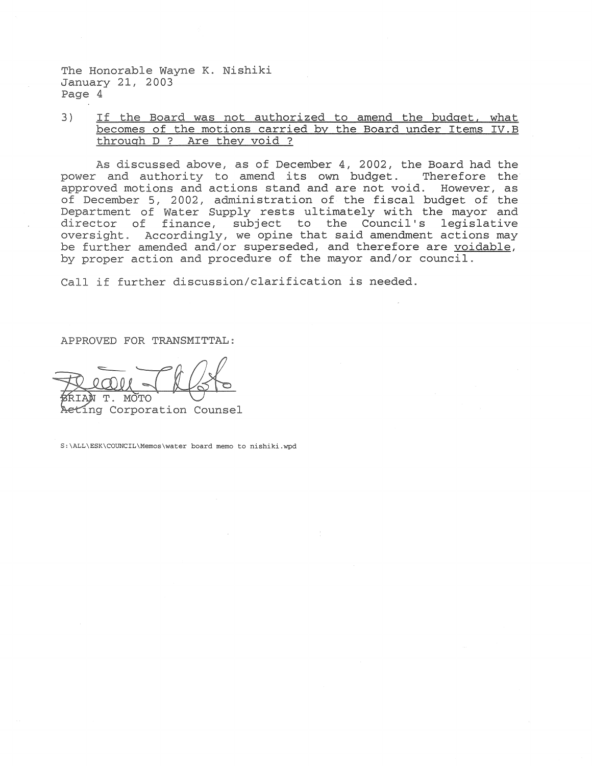The Honorable Wayne K. Nishiki
January 21, 2003
Page 4

3) <u>If the Board was not authorized to amend the budget, what becomes of the motions carried by the Board under Items IV.B through D ? Are they void ?</u>

As discussed above, as of December 4, 2002, the Board had the power and authority to amend its own budget. Therefore the approved motions and actions stand and are not void. However, as of December 5, 2002, administration of the fiscal budget of the Department of Water Supply rests ultimately with the mayor and director of finance, subject to the Council's legislative oversight. Accordingly, we opine that said amendment actions may be further amended and/or superseded, and therefore are <u>voidable</u>, by proper action and procedure of the mayor and/or council.

Call if further discussion/clarification is needed.

APPROVED FOR TRANSMITTAL:

BRIAN T. MOTO
Acting Corporation Counsel

S:\ALL\ESK\COUNCIL\Memos\water board memo to nishiki.wpd